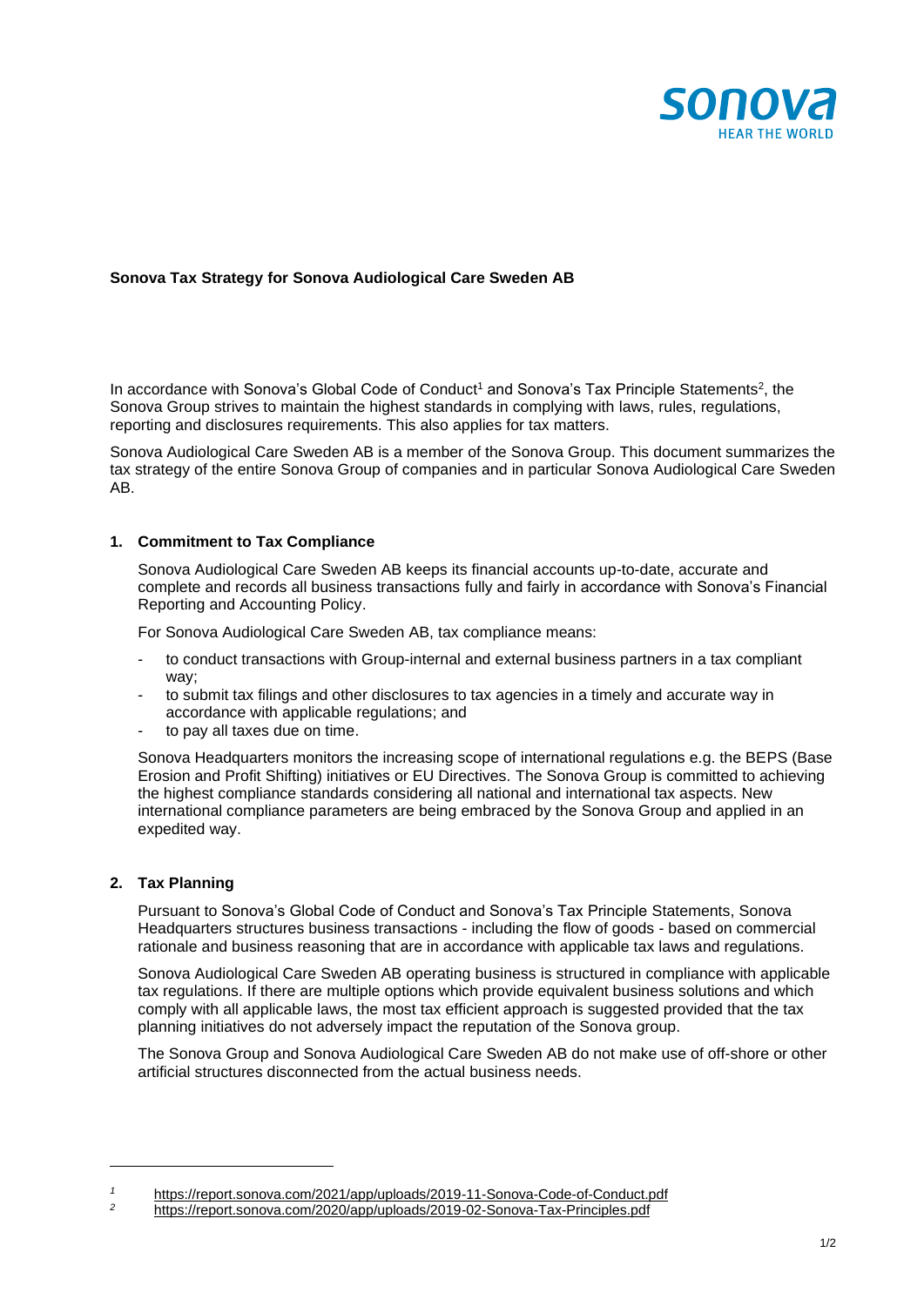**Sonova Tax Strategy for Sonova Audiological Care Sweden AB**

In accordance with Sonova's Global Code of Conduct[1] and Sonova's Tax Principle Statements[2], the Sonova Group strives to maintain the highest standards in complying with laws, rules, regulations, reporting and disclosures requirements. This also applies for tax matters.

Sonova Audiological Care Sweden AB is a member of the Sonova Group. This document summarizes the tax strategy of the entire Sonova Group of companies and in particular Sonova Audiological Care Sweden AB.

## 1. Commitment to Tax Compliance

Sonova Audiological Care Sweden AB keeps its financial accounts up-to-date, accurate and complete and records all business transactions fully and fairly in accordance with Sonova's Financial Reporting and Accounting Policy.

For Sonova Audiological Care Sweden AB, tax compliance means:

- to conduct transactions with Group-internal and external business partners in a tax compliant way;
- to submit tax filings and other disclosures to tax agencies in a timely and accurate way in accordance with applicable regulations; and
- to pay all taxes due on time.

Sonova Headquarters monitors the increasing scope of international regulations e.g. the BEPS (Base Erosion and Profit Shifting) initiatives or EU Directives. The Sonova Group is committed to achieving the highest compliance standards considering all national and international tax aspects. New international compliance parameters are being embraced by the Sonova Group and applied in an expedited way.

## 2. Tax Planning

Pursuant to Sonova's Global Code of Conduct and Sonova's Tax Principle Statements, Sonova Headquarters structures business transactions - including the flow of goods - based on commercial rationale and business reasoning that are in accordance with applicable tax laws and regulations.

Sonova Audiological Care Sweden AB operating business is structured in compliance with applicable tax regulations. If there are multiple options which provide equivalent business solutions and which comply with all applicable laws, the most tax efficient approach is suggested provided that the tax planning initiatives do not adversely impact the reputation of the Sonova group.

The Sonova Group and Sonova Audiological Care Sweden AB do not make use of off-shore or other artificial structures disconnected from the actual business needs.

---

[1] https://report.sonova.com/2021/app/uploads/2019-11-Sonova-Code-of-Conduct.pdf

[2] https://report.sonova.com/2020/app/uploads/2019-02-Sonova-Tax-Principles.pdf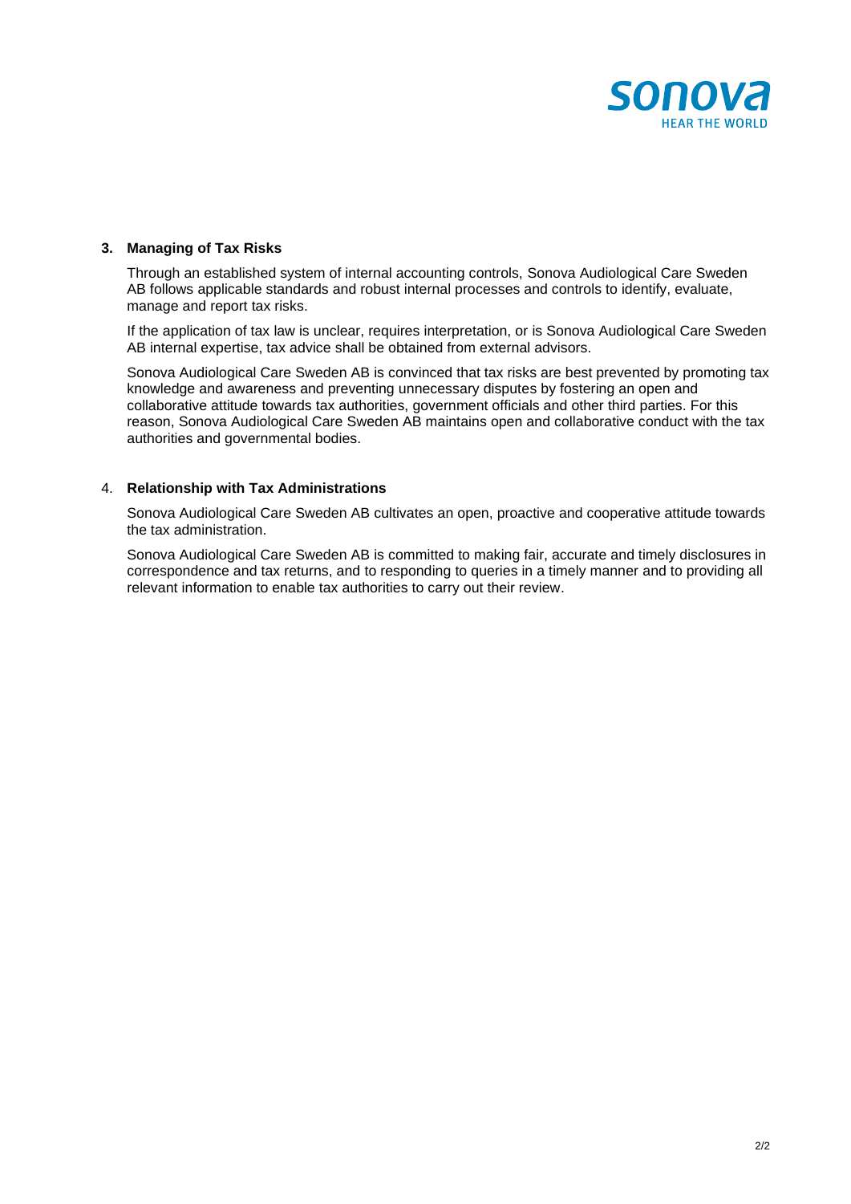### 3. Managing of Tax Risks

Through an established system of internal accounting controls, Sonova Audiological Care Sweden AB follows applicable standards and robust internal processes and controls to identify, evaluate, manage and report tax risks.

If the application of tax law is unclear, requires interpretation, or is Sonova Audiological Care Sweden AB internal expertise, tax advice shall be obtained from external advisors.

Sonova Audiological Care Sweden AB is convinced that tax risks are best prevented by promoting tax knowledge and awareness and preventing unnecessary disputes by fostering an open and collaborative attitude towards tax authorities, government officials and other third parties. For this reason, Sonova Audiological Care Sweden AB maintains open and collaborative conduct with the tax authorities and governmental bodies.

### 4. Relationship with Tax Administrations

Sonova Audiological Care Sweden AB cultivates an open, proactive and cooperative attitude towards the tax administration.

Sonova Audiological Care Sweden AB is committed to making fair, accurate and timely disclosures in correspondence and tax returns, and to responding to queries in a timely manner and to providing all relevant information to enable tax authorities to carry out their review.